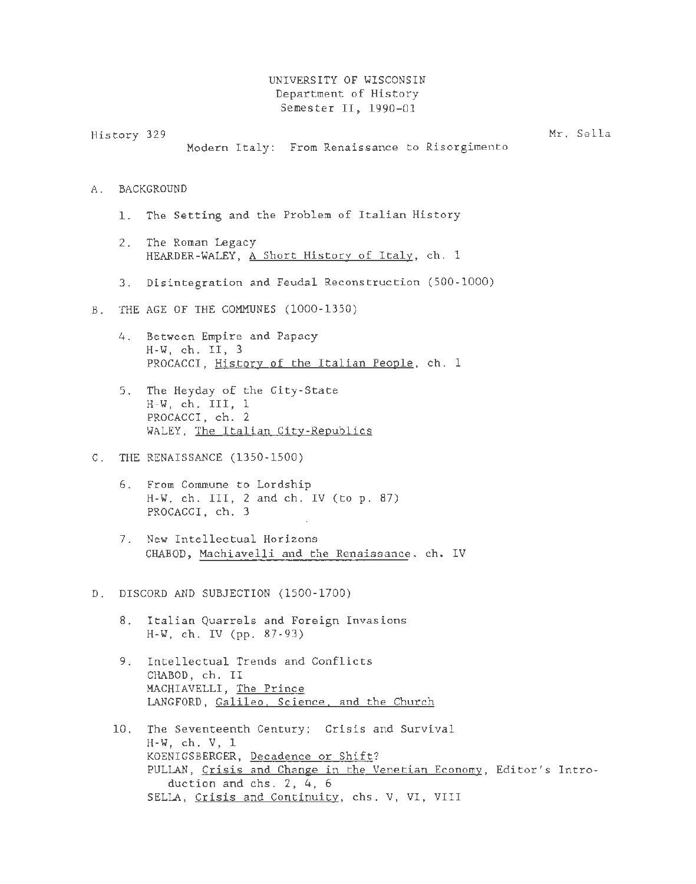UNIVERSITY OF WISCONSIN
Department of History
Semester II, 1990-01

History 329 — Mr. Sella

# Modern Italy: From Renaissance to Risorgimento

## A. BACKGROUND

1. The Setting and the Problem of Italian History

2. The Roman Legacy
   HEARDER-WALEY, A Short History of Italy, ch. 1

3. Disintegration and Feudal Reconstruction (500-1000)

## B. THE AGE OF THE COMMUNES (1000-1350)

4. Between Empire and Papacy
   H-W, ch. II, 3
   PROCACCI, History of the Italian People, ch. 1

5. The Heyday of the City-State
   H-W, ch. III, 1
   PROCACCI, ch. 2
   WALEY, The Italian City-Republics

## C. THE RENAISSANCE (1350-1500)

6. From Commune to Lordship
   H-W, ch. III, 2 and ch. IV (to p. 87)
   PROCACCI, ch. 3

7. New Intellectual Horizons
   CHABOD, Machiavelli and the Renaissance, ch. IV

## D. DISCORD AND SUBJECTION (1500-1700)

8. Italian Quarrels and Foreign Invasions
   H-W, ch. IV (pp. 87-93)

9. Intellectual Trends and Conflicts
   CHABOD, ch. II
   MACHIAVELLI, The Prince
   LANGFORD, Galileo, Science, and the Church

10. The Seventeenth Century: Crisis and Survival
    H-W, ch. V, 1
    KOENIGSBERGER, Decadence or Shift?
    PULLAN, Crisis and Change in the Venetian Economy, Editor's Introduction and chs. 2, 4, 6
    SELLA, Crisis and Continuity, chs. V, VI, VIII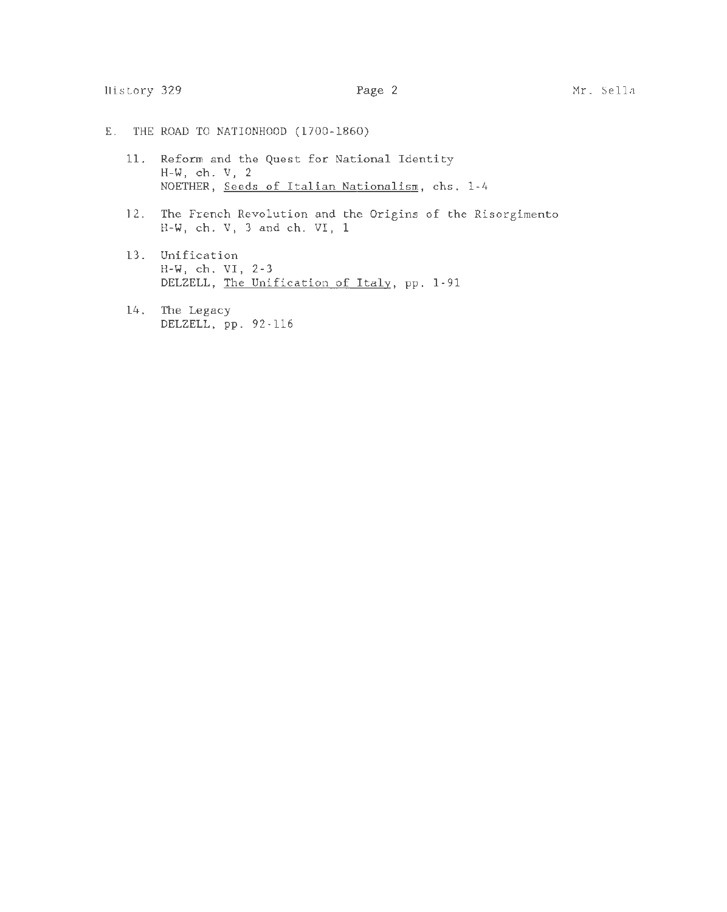E. THE ROAD TO NATIONHOOD (1700-1860)

11. Reform and the Quest for National Identity
    H-W, ch. V, 2
    NOETHER, Seeds of Italian Nationalism, chs. 1-4

12. The French Revolution and the Origins of the Risorgimento
    H-W, ch. V, 3 and ch. VI, 1

13. Unification
    H-W, ch. VI, 2-3
    DELZELL, The Unification of Italy, pp. 1-91

14. The Legacy
    DELZELL, pp. 92-116